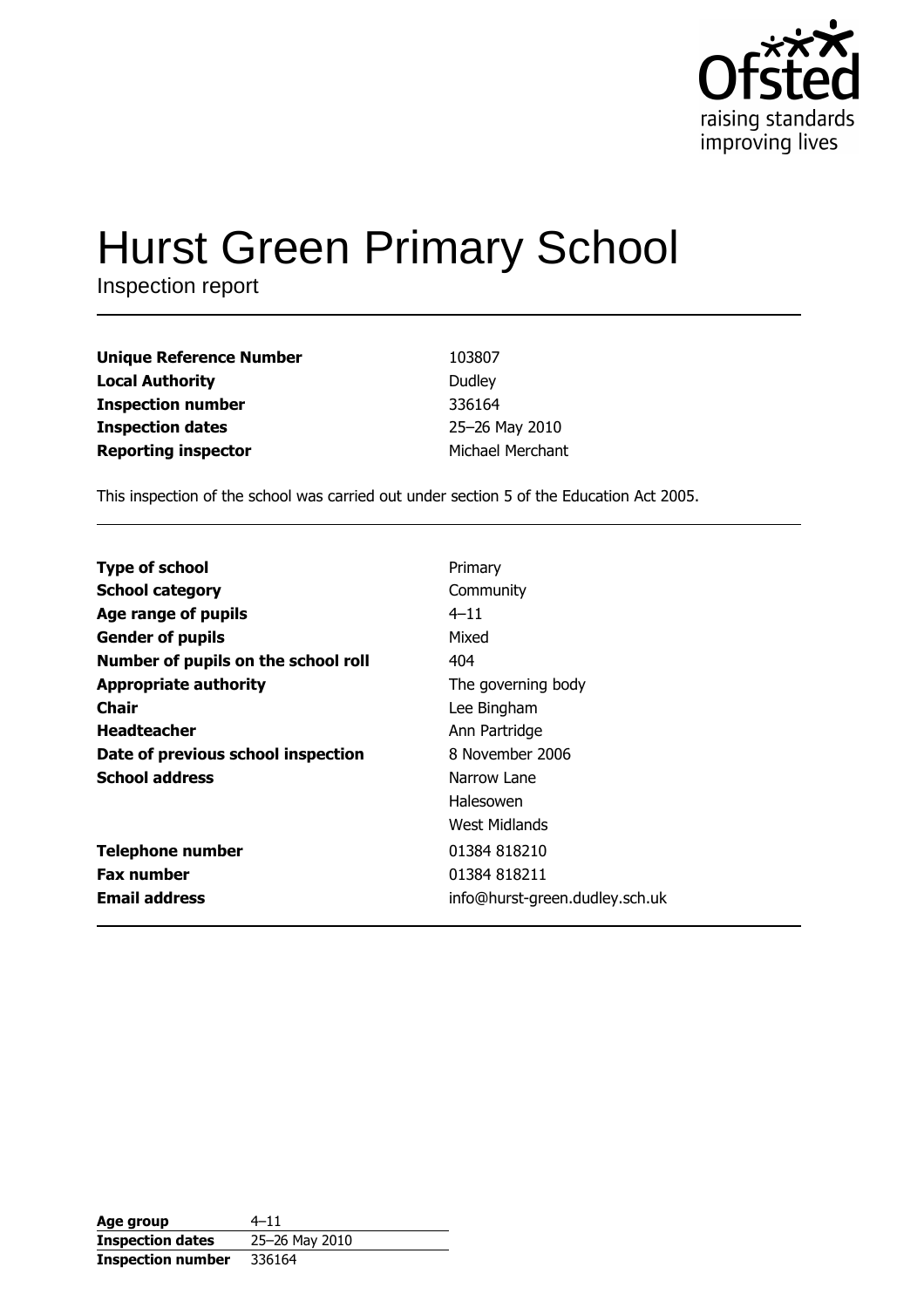# Hurst Green Primary School

Inspection report

| | |
|---|---|
| **Unique Reference Number** | 103807 |
| **Local Authority** | Dudley |
| **Inspection number** | 336164 |
| **Inspection dates** | 25–26 May 2010 |
| **Reporting inspector** | Michael Merchant |

This inspection of the school was carried out under section 5 of the Education Act 2005.

| | |
|---|---|
| **Type of school** | Primary |
| **School category** | Community |
| **Age range of pupils** | 4–11 |
| **Gender of pupils** | Mixed |
| **Number of pupils on the school roll** | 404 |
| **Appropriate authority** | The governing body |
| **Chair** | Lee Bingham |
| **Headteacher** | Ann Partridge |
| **Date of previous school inspection** | 8 November 2006 |
| **School address** | Narrow Lane<br>Halesowen<br>West Midlands |
| **Telephone number** | 01384 818210 |
| **Fax number** | 01384 818211 |
| **Email address** | info@hurst-green.dudley.sch.uk |

| | |
|---|---|
| **Age group** | 4–11 |
| **Inspection dates** | 25–26 May 2010 |
| **Inspection number** | 336164 |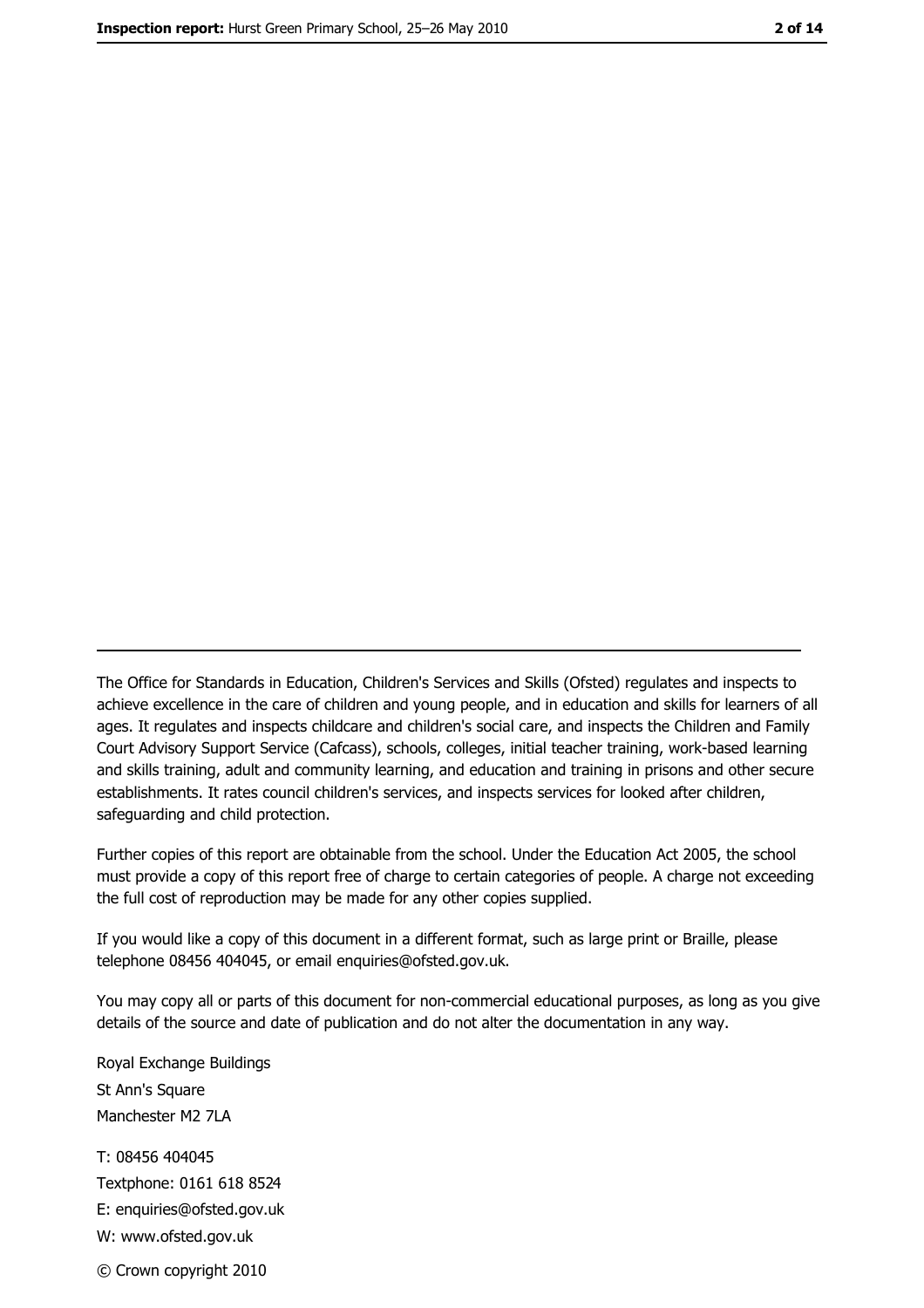---

The Office for Standards in Education, Children's Services and Skills (Ofsted) regulates and inspects to achieve excellence in the care of children and young people, and in education and skills for learners of all ages. It regulates and inspects childcare and children's social care, and inspects the Children and Family Court Advisory Support Service (Cafcass), schools, colleges, initial teacher training, work-based learning and skills training, adult and community learning, and education and training in prisons and other secure establishments. It rates council children's services, and inspects services for looked after children, safeguarding and child protection.

Further copies of this report are obtainable from the school. Under the Education Act 2005, the school must provide a copy of this report free of charge to certain categories of people. A charge not exceeding the full cost of reproduction may be made for any other copies supplied.

If you would like a copy of this document in a different format, such as large print or Braille, please telephone 08456 404045, or email enquiries@ofsted.gov.uk.

You may copy all or parts of this document for non-commercial educational purposes, as long as you give details of the source and date of publication and do not alter the documentation in any way.

Royal Exchange Buildings
St Ann's Square
Manchester M2 7LA

T: 08456 404045
Textphone: 0161 618 8524
E: enquiries@ofsted.gov.uk
W: www.ofsted.gov.uk

© Crown copyright 2010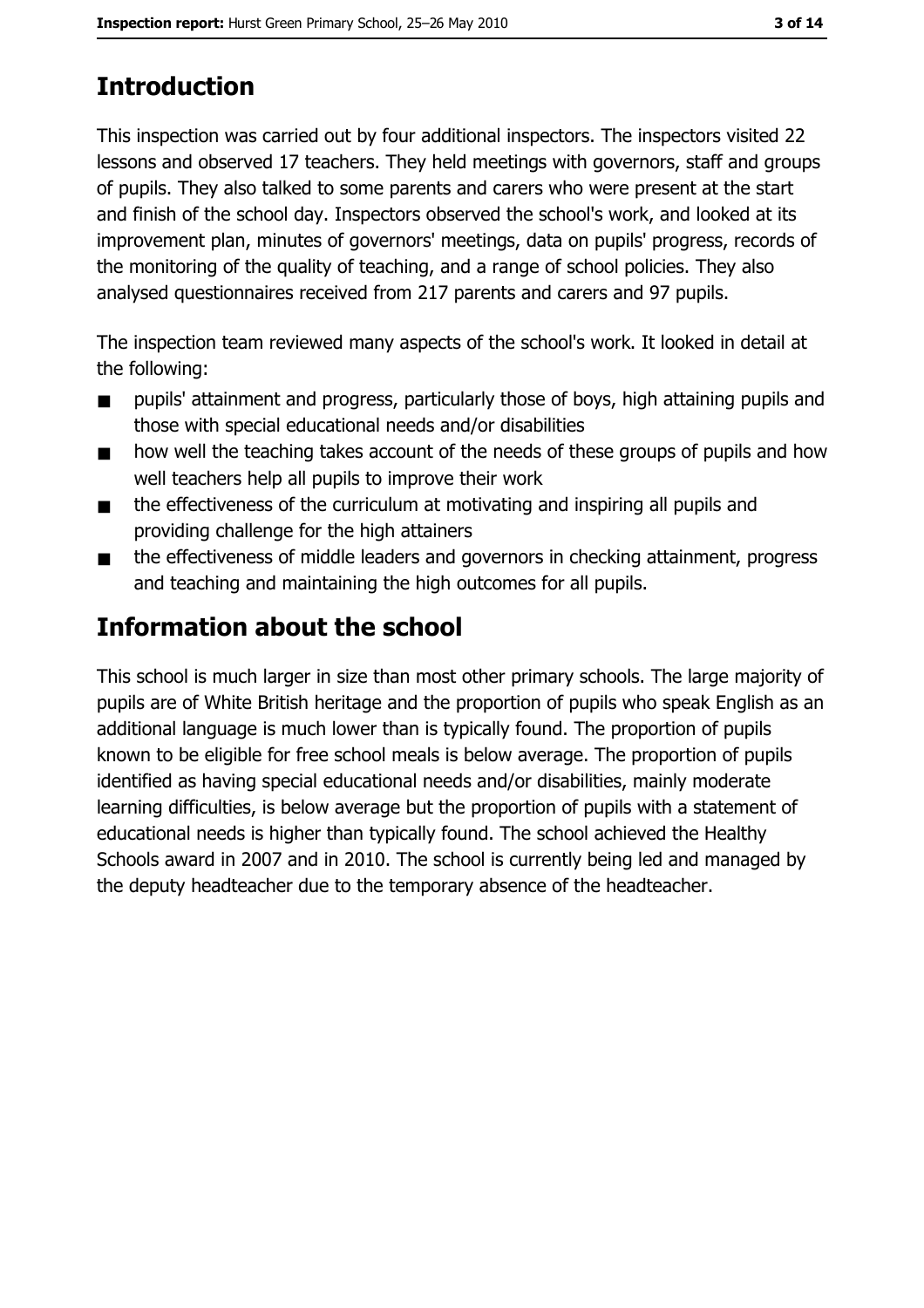## Introduction

This inspection was carried out by four additional inspectors. The inspectors visited 22 lessons and observed 17 teachers. They held meetings with governors, staff and groups of pupils. They also talked to some parents and carers who were present at the start and finish of the school day. Inspectors observed the school's work, and looked at its improvement plan, minutes of governors' meetings, data on pupils' progress, records of the monitoring of the quality of teaching, and a range of school policies. They also analysed questionnaires received from 217 parents and carers and 97 pupils.

The inspection team reviewed many aspects of the school's work. It looked in detail at the following:

- pupils' attainment and progress, particularly those of boys, high attaining pupils and those with special educational needs and/or disabilities
- how well the teaching takes account of the needs of these groups of pupils and how well teachers help all pupils to improve their work
- the effectiveness of the curriculum at motivating and inspiring all pupils and providing challenge for the high attainers
- the effectiveness of middle leaders and governors in checking attainment, progress and teaching and maintaining the high outcomes for all pupils.

## Information about the school

This school is much larger in size than most other primary schools. The large majority of pupils are of White British heritage and the proportion of pupils who speak English as an additional language is much lower than is typically found. The proportion of pupils known to be eligible for free school meals is below average. The proportion of pupils identified as having special educational needs and/or disabilities, mainly moderate learning difficulties, is below average but the proportion of pupils with a statement of educational needs is higher than typically found. The school achieved the Healthy Schools award in 2007 and in 2010. The school is currently being led and managed by the deputy headteacher due to the temporary absence of the headteacher.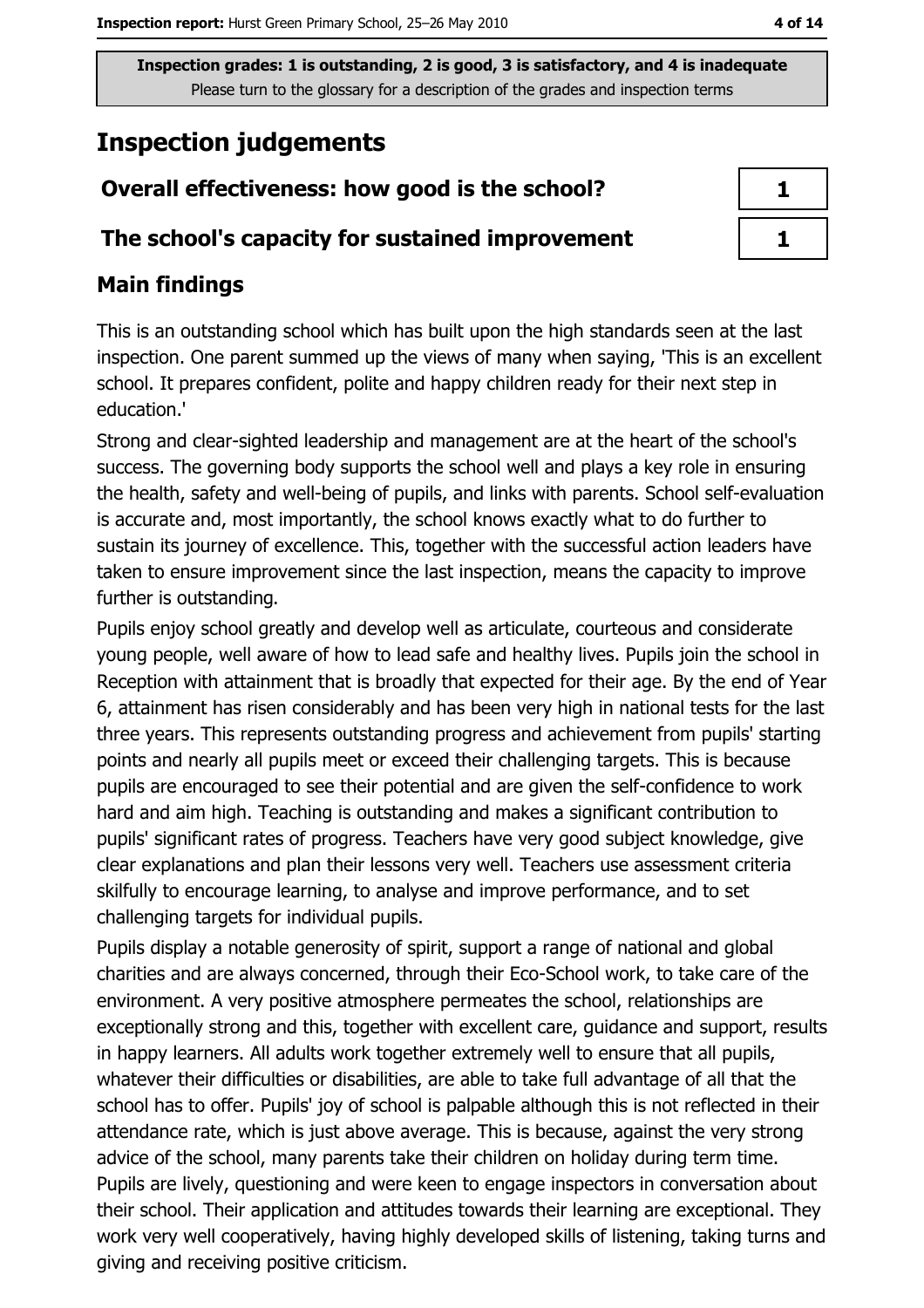Inspection grades: 1 is outstanding, 2 is good, 3 is satisfactory, and 4 is inadequate
Please turn to the glossary for a description of the grades and inspection terms

# Inspection judgements

| | |
|---|---|
| **Overall effectiveness: how good is the school?** | 1 |
| **The school's capacity for sustained improvement** | 1 |

## Main findings

This is an outstanding school which has built upon the high standards seen at the last inspection. One parent summed up the views of many when saying, 'This is an excellent school. It prepares confident, polite and happy children ready for their next step in education.'

Strong and clear-sighted leadership and management are at the heart of the school's success. The governing body supports the school well and plays a key role in ensuring the health, safety and well-being of pupils, and links with parents. School self-evaluation is accurate and, most importantly, the school knows exactly what to do further to sustain its journey of excellence. This, together with the successful action leaders have taken to ensure improvement since the last inspection, means the capacity to improve further is outstanding.

Pupils enjoy school greatly and develop well as articulate, courteous and considerate young people, well aware of how to lead safe and healthy lives. Pupils join the school in Reception with attainment that is broadly that expected for their age. By the end of Year 6, attainment has risen considerably and has been very high in national tests for the last three years. This represents outstanding progress and achievement from pupils' starting points and nearly all pupils meet or exceed their challenging targets. This is because pupils are encouraged to see their potential and are given the self-confidence to work hard and aim high. Teaching is outstanding and makes a significant contribution to pupils' significant rates of progress. Teachers have very good subject knowledge, give clear explanations and plan their lessons very well. Teachers use assessment criteria skilfully to encourage learning, to analyse and improve performance, and to set challenging targets for individual pupils.

Pupils display a notable generosity of spirit, support a range of national and global charities and are always concerned, through their Eco-School work, to take care of the environment. A very positive atmosphere permeates the school, relationships are exceptionally strong and this, together with excellent care, guidance and support, results in happy learners. All adults work together extremely well to ensure that all pupils, whatever their difficulties or disabilities, are able to take full advantage of all that the school has to offer. Pupils' joy of school is palpable although this is not reflected in their attendance rate, which is just above average. This is because, against the very strong advice of the school, many parents take their children on holiday during term time. Pupils are lively, questioning and were keen to engage inspectors in conversation about their school. Their application and attitudes towards their learning are exceptional. They work very well cooperatively, having highly developed skills of listening, taking turns and giving and receiving positive criticism.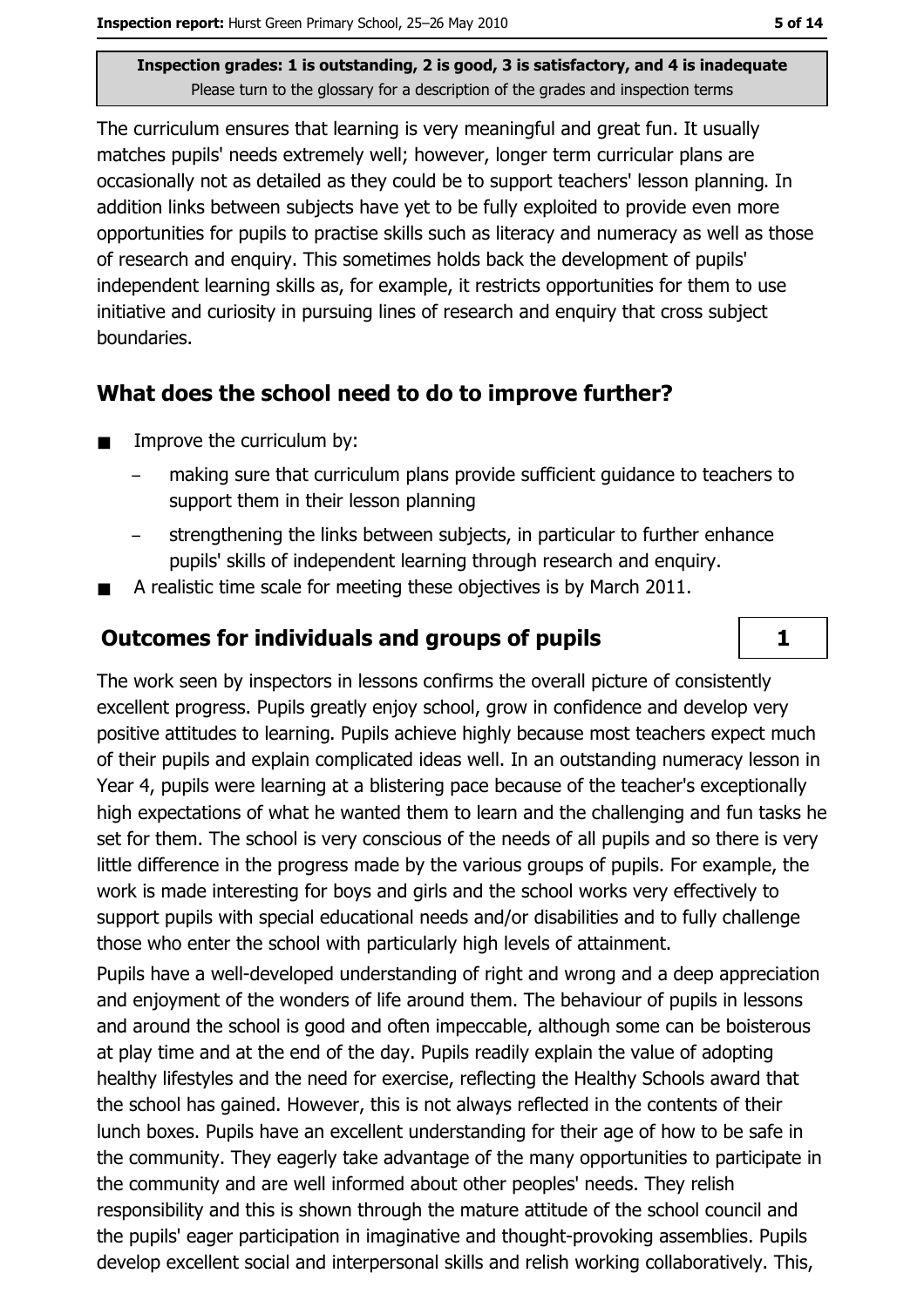The curriculum ensures that learning is very meaningful and great fun. It usually matches pupils' needs extremely well; however, longer term curricular plans are occasionally not as detailed as they could be to support teachers' lesson planning. In addition links between subjects have yet to be fully exploited to provide even more opportunities for pupils to practise skills such as literacy and numeracy as well as those of research and enquiry. This sometimes holds back the development of pupils' independent learning skills as, for example, it restricts opportunities for them to use initiative and curiosity in pursuing lines of research and enquiry that cross subject boundaries.

## What does the school need to do to improve further?

- Improve the curriculum by:
  - making sure that curriculum plans provide sufficient guidance to teachers to support them in their lesson planning
  - strengthening the links between subjects, in particular to further enhance pupils' skills of independent learning through research and enquiry.
- A realistic time scale for meeting these objectives is by March 2011.

## Outcomes for individuals and groups of pupils — 1

The work seen by inspectors in lessons confirms the overall picture of consistently excellent progress. Pupils greatly enjoy school, grow in confidence and develop very positive attitudes to learning. Pupils achieve highly because most teachers expect much of their pupils and explain complicated ideas well. In an outstanding numeracy lesson in Year 4, pupils were learning at a blistering pace because of the teacher's exceptionally high expectations of what he wanted them to learn and the challenging and fun tasks he set for them. The school is very conscious of the needs of all pupils and so there is very little difference in the progress made by the various groups of pupils. For example, the work is made interesting for boys and girls and the school works very effectively to support pupils with special educational needs and/or disabilities and to fully challenge those who enter the school with particularly high levels of attainment.

Pupils have a well-developed understanding of right and wrong and a deep appreciation and enjoyment of the wonders of life around them. The behaviour of pupils in lessons and around the school is good and often impeccable, although some can be boisterous at play time and at the end of the day. Pupils readily explain the value of adopting healthy lifestyles and the need for exercise, reflecting the Healthy Schools award that the school has gained. However, this is not always reflected in the contents of their lunch boxes. Pupils have an excellent understanding for their age of how to be safe in the community. They eagerly take advantage of the many opportunities to participate in the community and are well informed about other peoples' needs. They relish responsibility and this is shown through the mature attitude of the school council and the pupils' eager participation in imaginative and thought-provoking assemblies. Pupils develop excellent social and interpersonal skills and relish working collaboratively. This,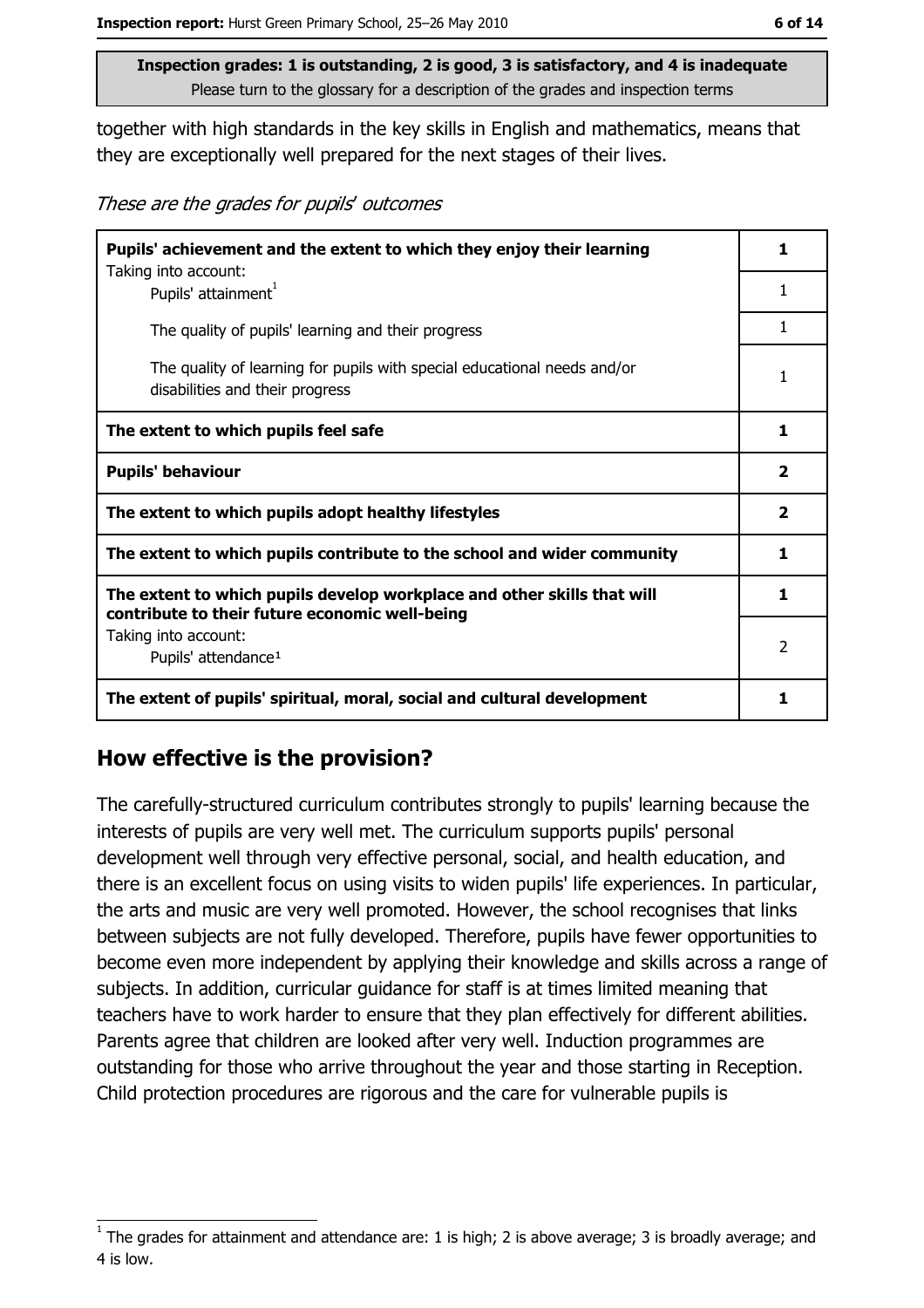**Inspection grades: 1 is outstanding, 2 is good, 3 is satisfactory, and 4 is inadequate**
Please turn to the glossary for a description of the grades and inspection terms

together with high standards in the key skills in English and mathematics, means that they are exceptionally well prepared for the next stages of their lives.

*These are the grades for pupils' outcomes*

| | |
|---|---|
| **Pupils' achievement and the extent to which they enjoy their learning** | **1** |
| Taking into account: Pupils' attainment[1] | 1 |
| The quality of pupils' learning and their progress | 1 |
| The quality of learning for pupils with special educational needs and/or disabilities and their progress | 1 |
| **The extent to which pupils feel safe** | **1** |
| **Pupils' behaviour** | **2** |
| **The extent to which pupils adopt healthy lifestyles** | **2** |
| **The extent to which pupils contribute to the school and wider community** | **1** |
| **The extent to which pupils develop workplace and other skills that will contribute to their future economic well-being** | **1** |
| Taking into account: Pupils' attendance[1] | 2 |
| **The extent of pupils' spiritual, moral, social and cultural development** | **1** |

## How effective is the provision?

The carefully-structured curriculum contributes strongly to pupils' learning because the interests of pupils are very well met. The curriculum supports pupils' personal development well through very effective personal, social, and health education, and there is an excellent focus on using visits to widen pupils' life experiences. In particular, the arts and music are very well promoted. However, the school recognises that links between subjects are not fully developed. Therefore, pupils have fewer opportunities to become even more independent by applying their knowledge and skills across a range of subjects. In addition, curricular guidance for staff is at times limited meaning that teachers have to work harder to ensure that they plan effectively for different abilities. Parents agree that children are looked after very well. Induction programmes are outstanding for those who arrive throughout the year and those starting in Reception. Child protection procedures are rigorous and the care for vulnerable pupils is

[1] The grades for attainment and attendance are: 1 is high; 2 is above average; 3 is broadly average; and 4 is low.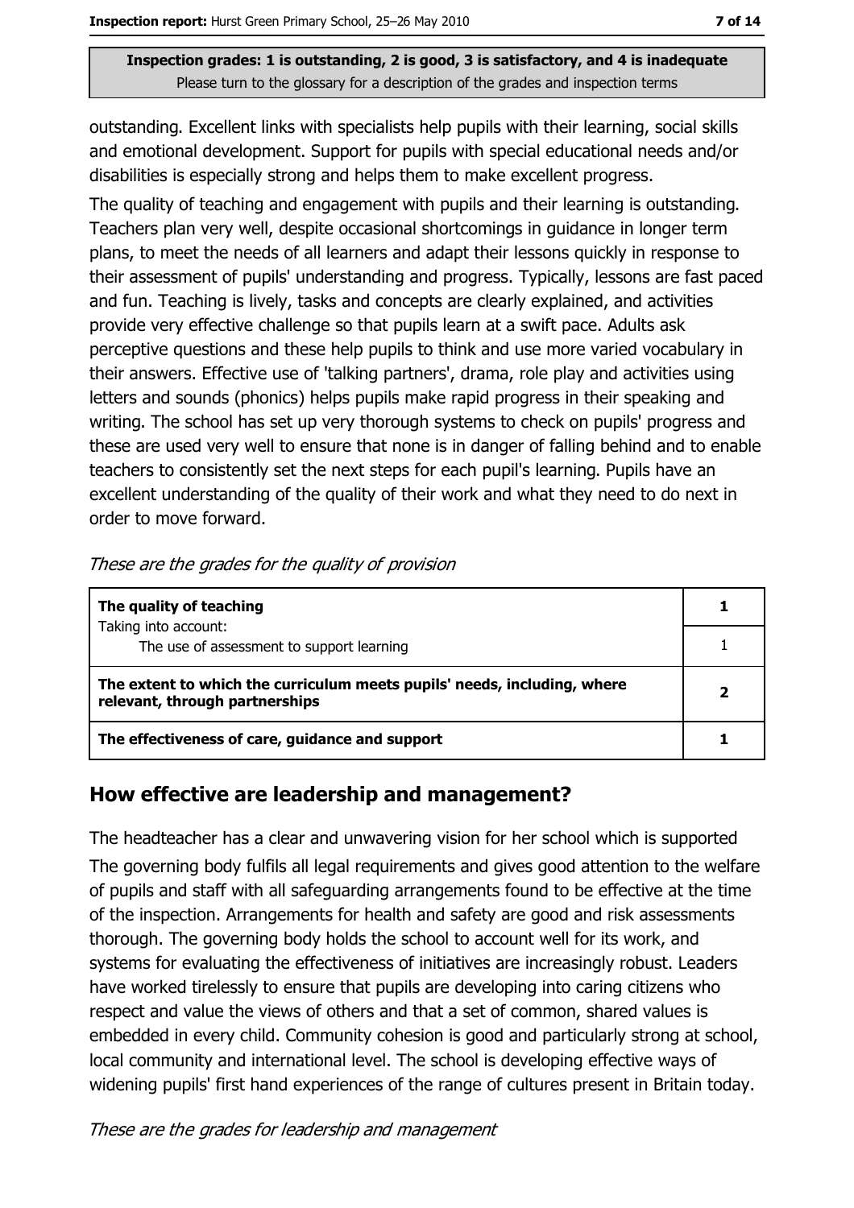outstanding. Excellent links with specialists help pupils with their learning, social skills and emotional development. Support for pupils with special educational needs and/or disabilities is especially strong and helps them to make excellent progress.

The quality of teaching and engagement with pupils and their learning is outstanding. Teachers plan very well, despite occasional shortcomings in guidance in longer term plans, to meet the needs of all learners and adapt their lessons quickly in response to their assessment of pupils' understanding and progress. Typically, lessons are fast paced and fun. Teaching is lively, tasks and concepts are clearly explained, and activities provide very effective challenge so that pupils learn at a swift pace. Adults ask perceptive questions and these help pupils to think and use more varied vocabulary in their answers. Effective use of 'talking partners', drama, role play and activities using letters and sounds (phonics) helps pupils make rapid progress in their speaking and writing. The school has set up very thorough systems to check on pupils' progress and these are used very well to ensure that none is in danger of falling behind and to enable teachers to consistently set the next steps for each pupil's learning. Pupils have an excellent understanding of the quality of their work and what they need to do next in order to move forward.

*These are the grades for the quality of provision*

| | |
|---|---|
| **The quality of teaching**<br>Taking into account: | **1** |
| The use of assessment to support learning | 1 |
| **The extent to which the curriculum meets pupils' needs, including, where relevant, through partnerships** | **2** |
| **The effectiveness of care, guidance and support** | **1** |

## How effective are leadership and management?

The headteacher has a clear and unwavering vision for her school which is supported

The governing body fulfils all legal requirements and gives good attention to the welfare of pupils and staff with all safeguarding arrangements found to be effective at the time of the inspection. Arrangements for health and safety are good and risk assessments thorough. The governing body holds the school to account well for its work, and systems for evaluating the effectiveness of initiatives are increasingly robust. Leaders have worked tirelessly to ensure that pupils are developing into caring citizens who respect and value the views of others and that a set of common, shared values is embedded in every child. Community cohesion is good and particularly strong at school, local community and international level. The school is developing effective ways of widening pupils' first hand experiences of the range of cultures present in Britain today.

*These are the grades for leadership and management*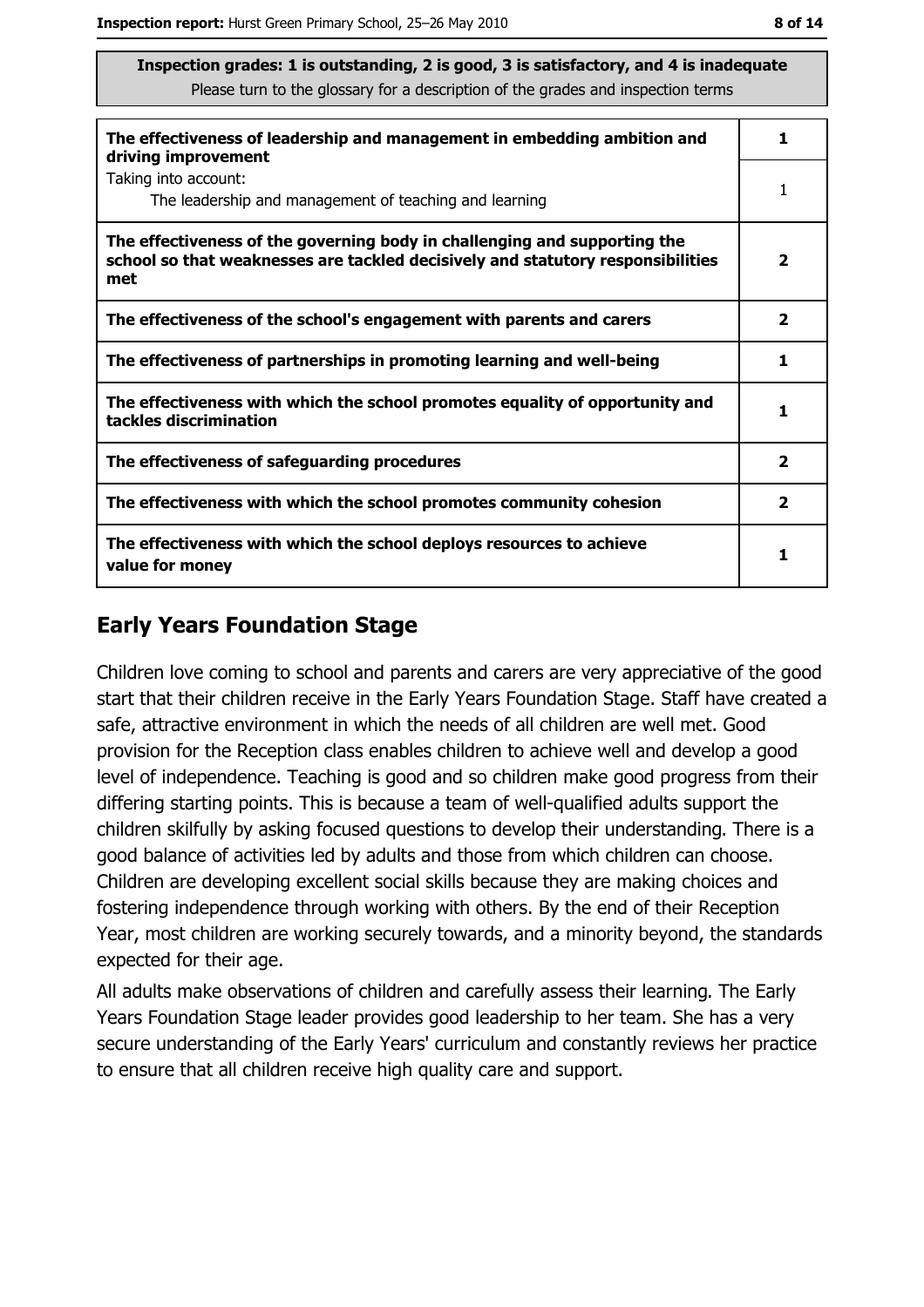**Inspection grades: 1 is outstanding, 2 is good, 3 is satisfactory, and 4 is inadequate**
Please turn to the glossary for a description of the grades and inspection terms

| | |
|---|---|
| **The effectiveness of leadership and management in embedding ambition and driving improvement** | **1** |
| Taking into account: The leadership and management of teaching and learning | 1 |
| **The effectiveness of the governing body in challenging and supporting the school so that weaknesses are tackled decisively and statutory responsibilities met** | **2** |
| **The effectiveness of the school's engagement with parents and carers** | **2** |
| **The effectiveness of partnerships in promoting learning and well-being** | **1** |
| **The effectiveness with which the school promotes equality of opportunity and tackles discrimination** | **1** |
| **The effectiveness of safeguarding procedures** | **2** |
| **The effectiveness with which the school promotes community cohesion** | **2** |
| **The effectiveness with which the school deploys resources to achieve value for money** | **1** |

## Early Years Foundation Stage

Children love coming to school and parents and carers are very appreciative of the good start that their children receive in the Early Years Foundation Stage. Staff have created a safe, attractive environment in which the needs of all children are well met. Good provision for the Reception class enables children to achieve well and develop a good level of independence. Teaching is good and so children make good progress from their differing starting points. This is because a team of well-qualified adults support the children skilfully by asking focused questions to develop their understanding. There is a good balance of activities led by adults and those from which children can choose. Children are developing excellent social skills because they are making choices and fostering independence through working with others. By the end of their Reception Year, most children are working securely towards, and a minority beyond, the standards expected for their age.

All adults make observations of children and carefully assess their learning. The Early Years Foundation Stage leader provides good leadership to her team. She has a very secure understanding of the Early Years' curriculum and constantly reviews her practice to ensure that all children receive high quality care and support.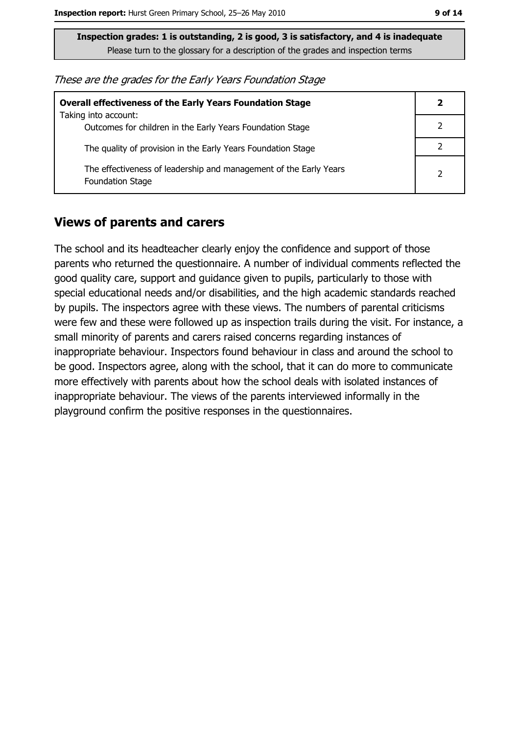**Inspection grades: 1 is outstanding, 2 is good, 3 is satisfactory, and 4 is inadequate**
Please turn to the glossary for a description of the grades and inspection terms

*These are the grades for the Early Years Foundation Stage*

| **Overall effectiveness of the Early Years Foundation Stage** | **2** |
|---|---|
| Taking into account: Outcomes for children in the Early Years Foundation Stage | 2 |
| The quality of provision in the Early Years Foundation Stage | 2 |
| The effectiveness of leadership and management of the Early Years Foundation Stage | 2 |

## Views of parents and carers

The school and its headteacher clearly enjoy the confidence and support of those parents who returned the questionnaire. A number of individual comments reflected the good quality care, support and guidance given to pupils, particularly to those with special educational needs and/or disabilities, and the high academic standards reached by pupils. The inspectors agree with these views. The numbers of parental criticisms were few and these were followed up as inspection trails during the visit. For instance, a small minority of parents and carers raised concerns regarding instances of inappropriate behaviour. Inspectors found behaviour in class and around the school to be good. Inspectors agree, along with the school, that it can do more to communicate more effectively with parents about how the school deals with isolated instances of inappropriate behaviour. The views of the parents interviewed informally in the playground confirm the positive responses in the questionnaires.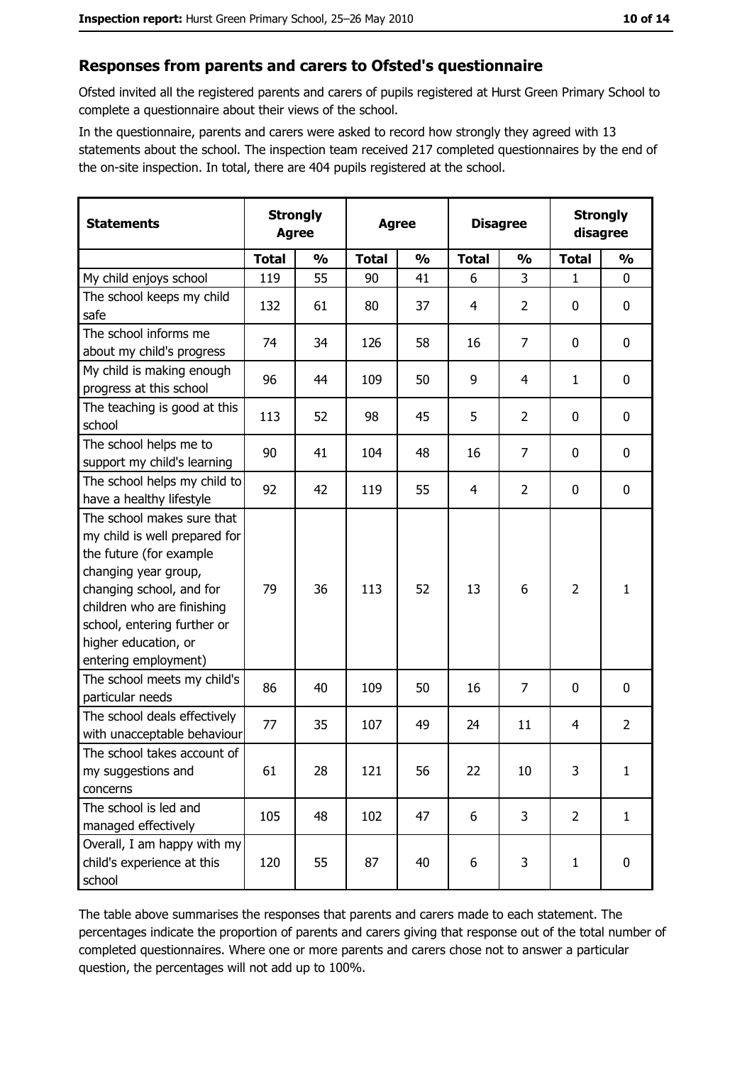## Responses from parents and carers to Ofsted's questionnaire

Ofsted invited all the registered parents and carers of pupils registered at Hurst Green Primary School to complete a questionnaire about their views of the school.

In the questionnaire, parents and carers were asked to record how strongly they agreed with 13 statements about the school. The inspection team received 217 completed questionnaires by the end of the on-site inspection. In total, there are 404 pupils registered at the school.

| Statements | Strongly Agree | | Agree | | Disagree | | Strongly disagree | |
|---|---|---|---|---|---|---|---|---|
| | Total | % | Total | % | Total | % | Total | % |
| My child enjoys school | 119 | 55 | 90 | 41 | 6 | 3 | 1 | 0 |
| The school keeps my child safe | 132 | 61 | 80 | 37 | 4 | 2 | 0 | 0 |
| The school informs me about my child's progress | 74 | 34 | 126 | 58 | 16 | 7 | 0 | 0 |
| My child is making enough progress at this school | 96 | 44 | 109 | 50 | 9 | 4 | 1 | 0 |
| The teaching is good at this school | 113 | 52 | 98 | 45 | 5 | 2 | 0 | 0 |
| The school helps me to support my child's learning | 90 | 41 | 104 | 48 | 16 | 7 | 0 | 0 |
| The school helps my child to have a healthy lifestyle | 92 | 42 | 119 | 55 | 4 | 2 | 0 | 0 |
| The school makes sure that my child is well prepared for the future (for example changing year group, changing school, and for children who are finishing school, entering further or higher education, or entering employment) | 79 | 36 | 113 | 52 | 13 | 6 | 2 | 1 |
| The school meets my child's particular needs | 86 | 40 | 109 | 50 | 16 | 7 | 0 | 0 |
| The school deals effectively with unacceptable behaviour | 77 | 35 | 107 | 49 | 24 | 11 | 4 | 2 |
| The school takes account of my suggestions and concerns | 61 | 28 | 121 | 56 | 22 | 10 | 3 | 1 |
| The school is led and managed effectively | 105 | 48 | 102 | 47 | 6 | 3 | 2 | 1 |
| Overall, I am happy with my child's experience at this school | 120 | 55 | 87 | 40 | 6 | 3 | 1 | 0 |

The table above summarises the responses that parents and carers made to each statement. The percentages indicate the proportion of parents and carers giving that response out of the total number of completed questionnaires. Where one or more parents and carers chose not to answer a particular question, the percentages will not add up to 100%.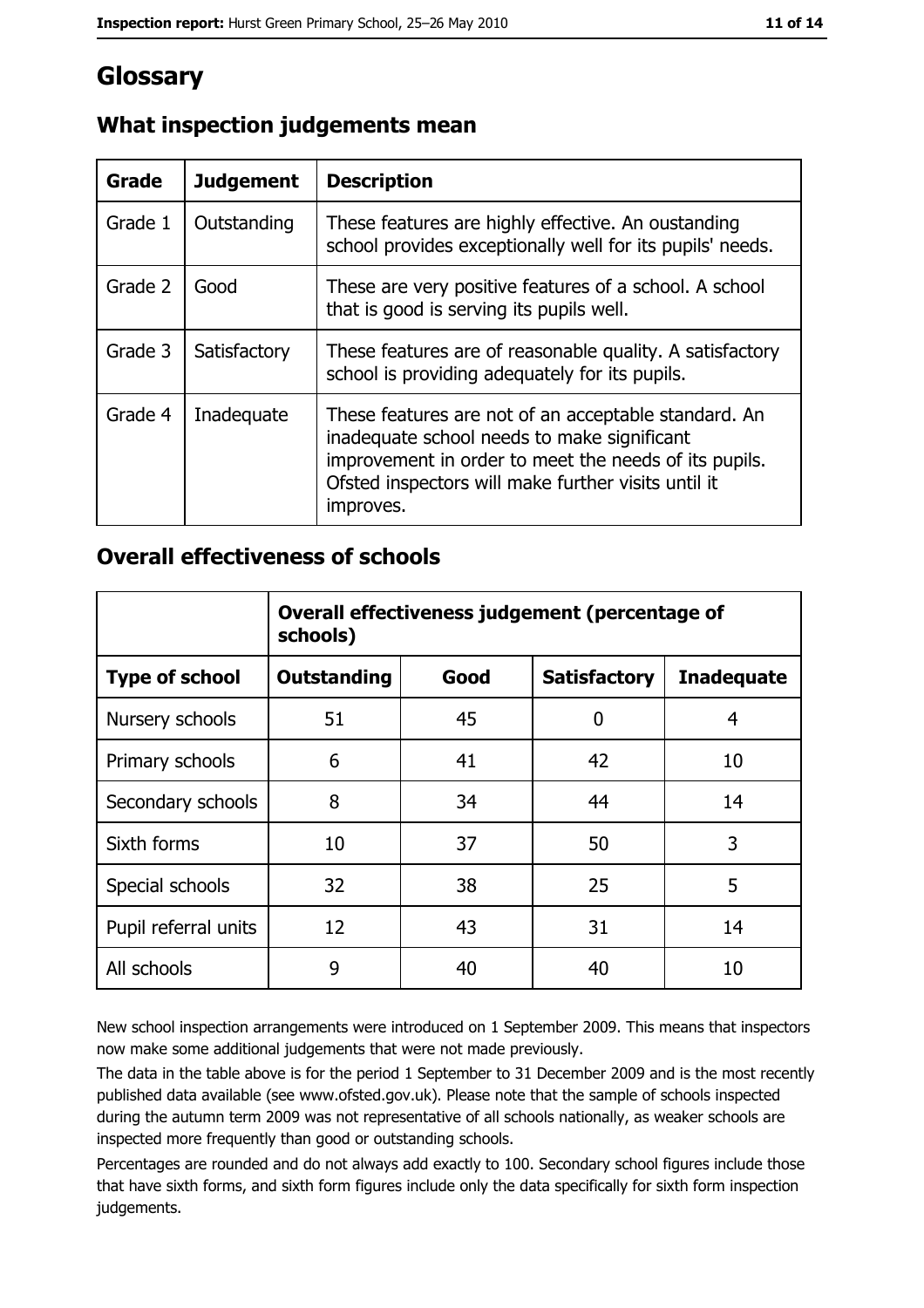# Glossary

## What inspection judgements mean

| Grade | Judgement | Description |
| --- | --- | --- |
| Grade 1 | Outstanding | These features are highly effective. An oustanding school provides exceptionally well for its pupils' needs. |
| Grade 2 | Good | These are very positive features of a school. A school that is good is serving its pupils well. |
| Grade 3 | Satisfactory | These features are of reasonable quality. A satisfactory school is providing adequately for its pupils. |
| Grade 4 | Inadequate | These features are not of an acceptable standard. An inadequate school needs to make significant improvement in order to meet the needs of its pupils. Ofsted inspectors will make further visits until it improves. |

## Overall effectiveness of schools

| | Overall effectiveness judgement (percentage of schools) | | | |
| --- | --- | --- | --- | --- |
| **Type of school** | **Outstanding** | **Good** | **Satisfactory** | **Inadequate** |
| Nursery schools | 51 | 45 | 0 | 4 |
| Primary schools | 6 | 41 | 42 | 10 |
| Secondary schools | 8 | 34 | 44 | 14 |
| Sixth forms | 10 | 37 | 50 | 3 |
| Special schools | 32 | 38 | 25 | 5 |
| Pupil referral units | 12 | 43 | 31 | 14 |
| All schools | 9 | 40 | 40 | 10 |

New school inspection arrangements were introduced on 1 September 2009. This means that inspectors now make some additional judgements that were not made previously.

The data in the table above is for the period 1 September to 31 December 2009 and is the most recently published data available (see www.ofsted.gov.uk). Please note that the sample of schools inspected during the autumn term 2009 was not representative of all schools nationally, as weaker schools are inspected more frequently than good or outstanding schools.

Percentages are rounded and do not always add exactly to 100. Secondary school figures include those that have sixth forms, and sixth form figures include only the data specifically for sixth form inspection judgements.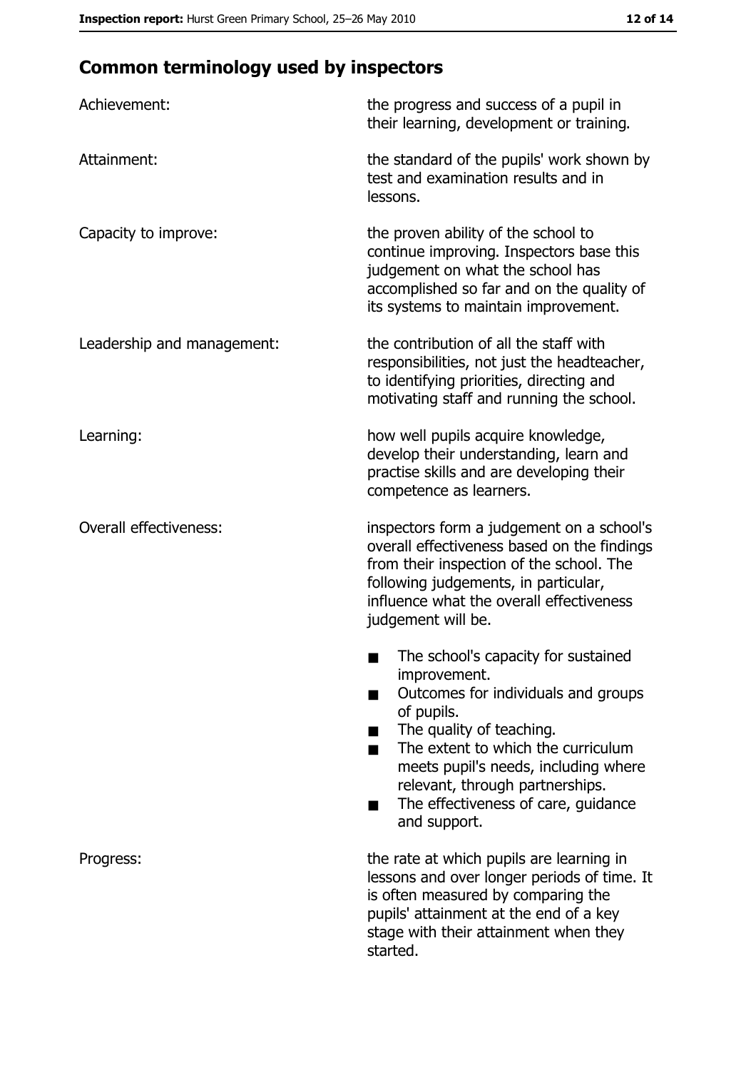## Common terminology used by inspectors

| | |
|---|---|
| Achievement: | the progress and success of a pupil in their learning, development or training. |
| Attainment: | the standard of the pupils' work shown by test and examination results and in lessons. |
| Capacity to improve: | the proven ability of the school to continue improving. Inspectors base this judgement on what the school has accomplished so far and on the quality of its systems to maintain improvement. |
| Leadership and management: | the contribution of all the staff with responsibilities, not just the headteacher, to identifying priorities, directing and motivating staff and running the school. |
| Learning: | how well pupils acquire knowledge, develop their understanding, learn and practise skills and are developing their competence as learners. |
| Overall effectiveness: | inspectors form a judgement on a school's overall effectiveness based on the findings from their inspection of the school. The following judgements, in particular, influence what the overall effectiveness judgement will be.<br>■ The school's capacity for sustained improvement.<br>■ Outcomes for individuals and groups of pupils.<br>■ The quality of teaching.<br>■ The extent to which the curriculum meets pupil's needs, including where relevant, through partnerships.<br>■ The effectiveness of care, guidance and support. |
| Progress: | the rate at which pupils are learning in lessons and over longer periods of time. It is often measured by comparing the pupils' attainment at the end of a key stage with their attainment when they started. |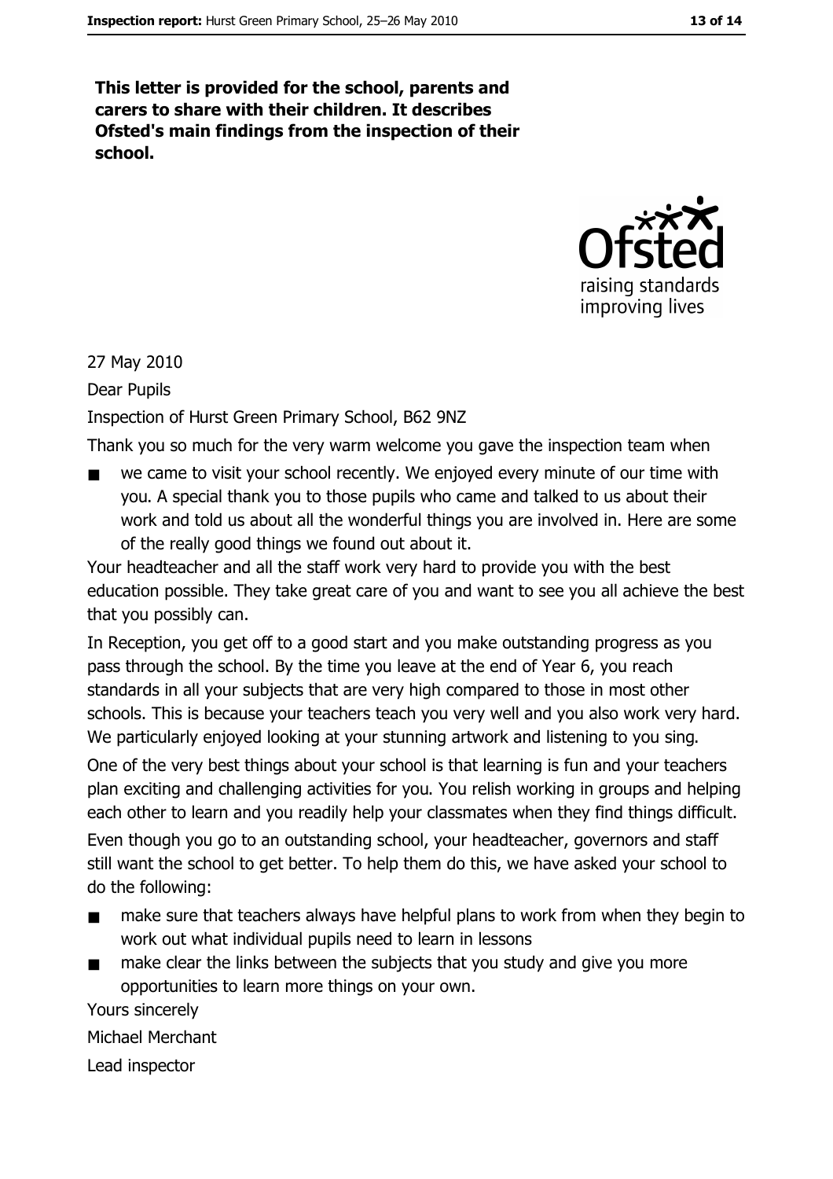**This letter is provided for the school, parents and carers to share with their children. It describes Ofsted's main findings from the inspection of their school.**

27 May 2010

Dear Pupils

Inspection of Hurst Green Primary School, B62 9NZ

Thank you so much for the very warm welcome you gave the inspection team when

- we came to visit your school recently. We enjoyed every minute of our time with you. A special thank you to those pupils who came and talked to us about their work and told us about all the wonderful things you are involved in. Here are some of the really good things we found out about it.

Your headteacher and all the staff work very hard to provide you with the best education possible. They take great care of you and want to see you all achieve the best that you possibly can.

In Reception, you get off to a good start and you make outstanding progress as you pass through the school. By the time you leave at the end of Year 6, you reach standards in all your subjects that are very high compared to those in most other schools. This is because your teachers teach you very well and you also work very hard. We particularly enjoyed looking at your stunning artwork and listening to you sing.

One of the very best things about your school is that learning is fun and your teachers plan exciting and challenging activities for you. You relish working in groups and helping each other to learn and you readily help your classmates when they find things difficult.

Even though you go to an outstanding school, your headteacher, governors and staff still want the school to get better. To help them do this, we have asked your school to do the following:

- make sure that teachers always have helpful plans to work from when they begin to work out what individual pupils need to learn in lessons
- make clear the links between the subjects that you study and give you more opportunities to learn more things on your own.

Yours sincerely

Michael Merchant

Lead inspector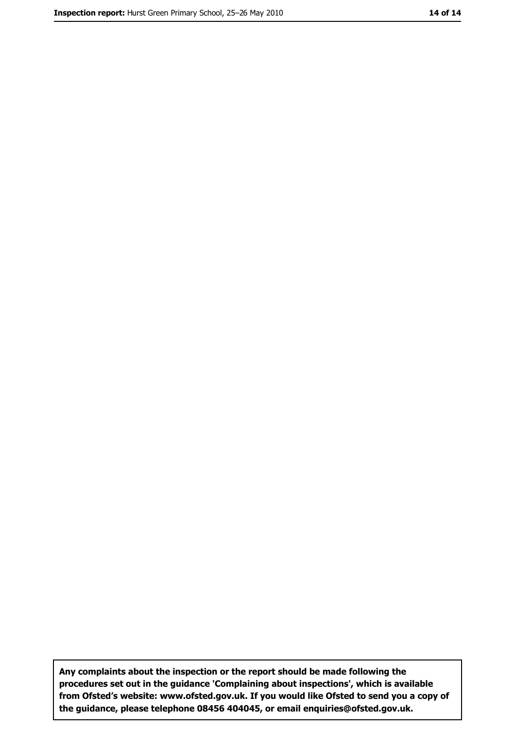**Any complaints about the inspection or the report should be made following the procedures set out in the guidance 'Complaining about inspections', which is available from Ofsted's website: www.ofsted.gov.uk. If you would like Ofsted to send you a copy of the guidance, please telephone 08456 404045, or email enquiries@ofsted.gov.uk.**